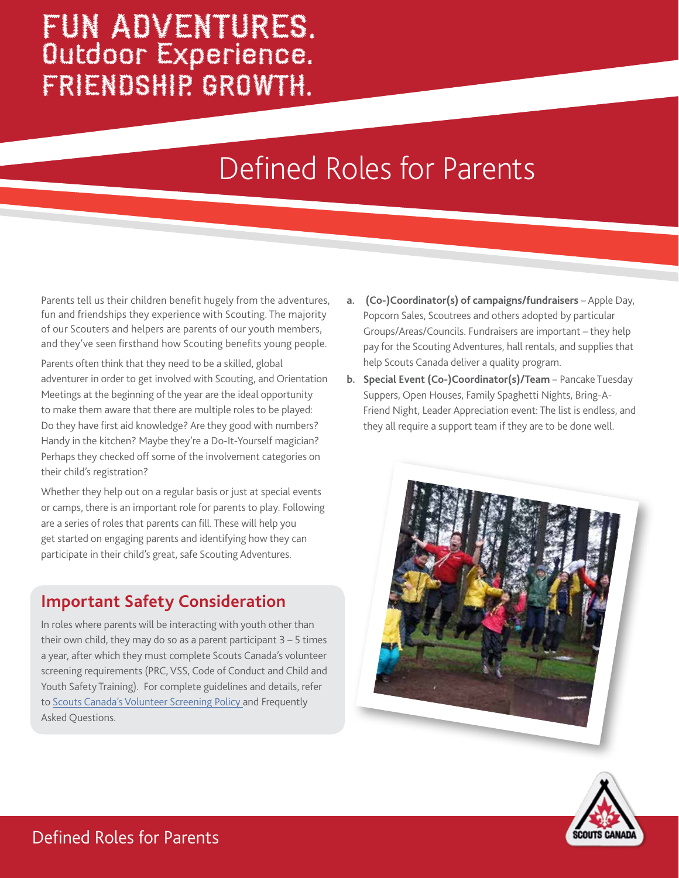# FUN ADVENTURES. Outdoor Experience. FRIENDSHIP. GROWTH.

# Defined Roles for Parents

Parents tell us their children benefit hugely from the adventures, fun and friendships they experience with Scouting. The majority of our Scouters and helpers are parents of our youth members, and they've seen firsthand how Scouting benefits young people.

Parents often think that they need to be a skilled, global adventurer in order to get involved with Scouting, and Orientation Meetings at the beginning of the year are the ideal opportunity to make them aware that there are multiple roles to be played: Do they have first aid knowledge? Are they good with numbers? Handy in the kitchen? Maybe they're a Do-It-Yourself magician? Perhaps they checked off some of the involvement categories on their child's registration?

Whether they help out on a regular basis or just at special events or camps, there is an important role for parents to play. Following are a series of roles that parents can fill. These will help you get started on engaging parents and identifying how they can participate in their child's great, safe Scouting Adventures.

## Important Safety Consideration

In roles where parents will be interacting with youth other than their own child, they may do so as a parent participant 3 – 5 times a year, after which they must complete Scouts Canada's volunteer screening requirements (PRC, VSS, Code of Conduct and Child and Youth Safety Training). For complete guidelines and details, refer to Scouts Canada's Volunteer Screening Policy and Frequently Asked Questions.

a. **(Co-)Coordinator(s) of campaigns/fundraisers** – Apple Day, Popcorn Sales, Scoutrees and others adopted by particular Groups/Areas/Councils. Fundraisers are important – they help pay for the Scouting Adventures, hall rentals, and supplies that help Scouts Canada deliver a quality program.

b. **Special Event (Co-)Coordinator(s)/Team** – Pancake Tuesday Suppers, Open Houses, Family Spaghetti Nights, Bring-A-Friend Night, Leader Appreciation event: The list is endless, and they all require a support team if they are to be done well.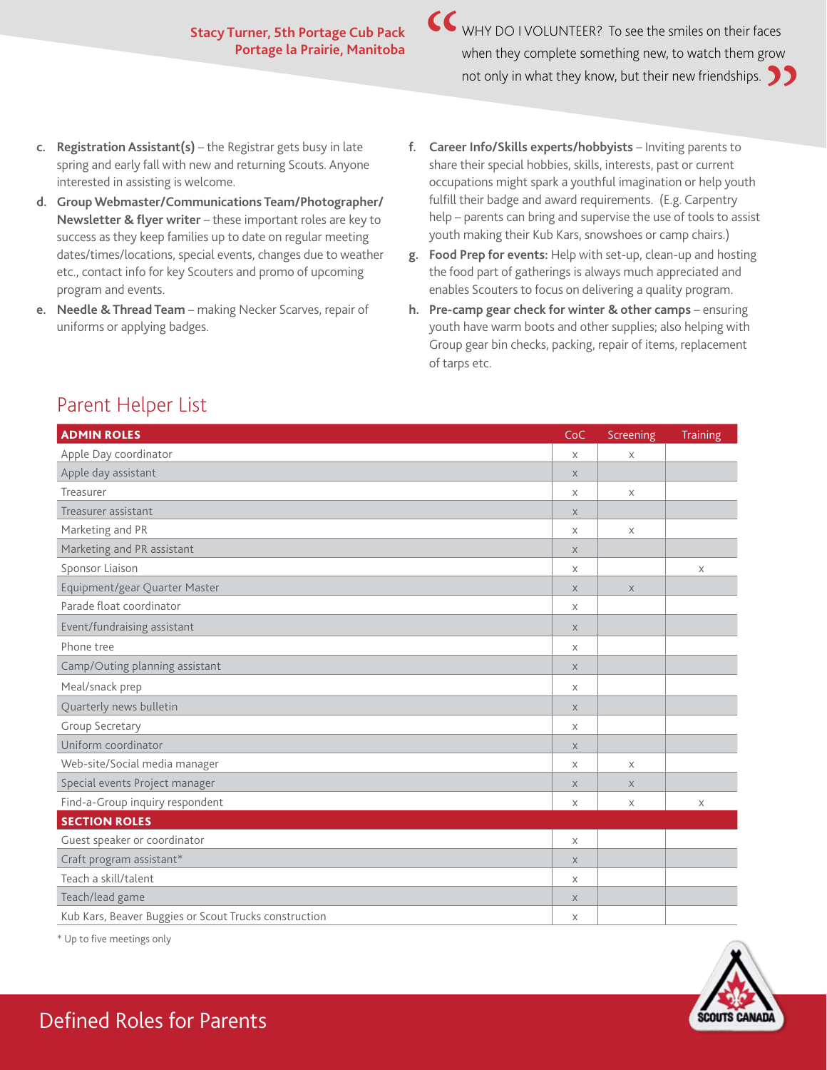**Stacy Turner, 5th Portage Cub Pack**
**Portage la Prairie, Manitoba**

"WHY DO I VOLUNTEER? To see the smiles on their faces when they complete something new, to watch them grow not only in what they know, but their new friendships."

c. **Registration Assistant(s)** – the Registrar gets busy in late spring and early fall with new and returning Scouts. Anyone interested in assisting is welcome.

d. **Group Webmaster/Communications Team/Photographer/ Newsletter & flyer writer** – these important roles are key to success as they keep families up to date on regular meeting dates/times/locations, special events, changes due to weather etc., contact info for key Scouters and promo of upcoming program and events.

e. **Needle & Thread Team** – making Necker Scarves, repair of uniforms or applying badges.

f. **Career Info/Skills experts/hobbyists** – Inviting parents to share their special hobbies, skills, interests, past or current occupations might spark a youthful imagination or help youth fulfill their badge and award requirements. (E.g. Carpentry help – parents can bring and supervise the use of tools to assist youth making their Kub Kars, snowshoes or camp chairs.)

g. **Food Prep for events:** Help with set-up, clean-up and hosting the food part of gatherings is always much appreciated and enables Scouters to focus on delivering a quality program.

h. **Pre-camp gear check for winter & other camps** – ensuring youth have warm boots and other supplies; also helping with Group gear bin checks, packing, repair of items, replacement of tarps etc.

## Parent Helper List

| ADMIN ROLES | CoC | Screening | Training |
|---|---|---|---|
| Apple Day coordinator | x | x | |
| Apple day assistant | x | | |
| Treasurer | x | x | |
| Treasurer assistant | x | | |
| Marketing and PR | x | x | |
| Marketing and PR assistant | x | | |
| Sponsor Liaison | x | | x |
| Equipment/gear Quarter Master | x | x | |
| Parade float coordinator | x | | |
| Event/fundraising assistant | x | | |
| Phone tree | x | | |
| Camp/Outing planning assistant | x | | |
| Meal/snack prep | x | | |
| Quarterly news bulletin | x | | |
| Group Secretary | x | | |
| Uniform coordinator | x | | |
| Web-site/Social media manager | x | x | |
| Special events Project manager | x | x | |
| Find-a-Group inquiry respondent | x | x | x |
| **SECTION ROLES** | | | |
| Guest speaker or coordinator | x | | |
| Craft program assistant* | x | | |
| Teach a skill/talent | x | | |
| Teach/lead game | x | | |
| Kub Kars, Beaver Buggies or Scout Trucks construction | x | | |

\* Up to five meetings only

Defined Roles for Parents